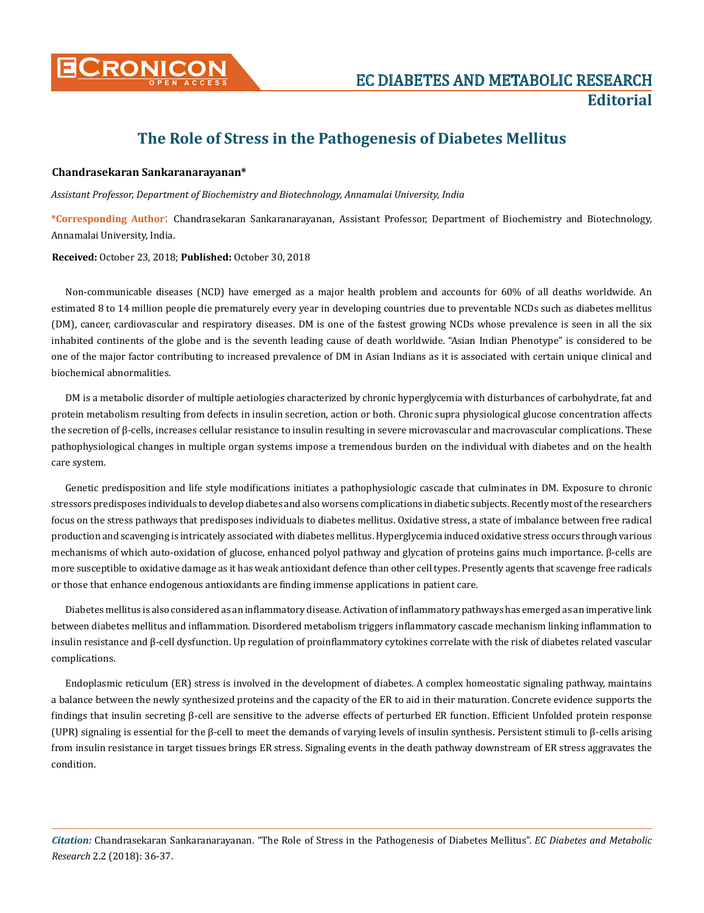# The Role of Stress in the Pathogenesis of Diabetes Mellitus

**Chandrasekaran Sankaranarayanan***

*Assistant Professor, Department of Biochemistry and Biotechnology, Annamalai University, India*

**\*Corresponding Author**: Chandrasekaran Sankaranarayanan, Assistant Professor, Department of Biochemistry and Biotechnology, Annamalai University, India.

**Received:** October 23, 2018; **Published:** October 30, 2018

Non-communicable diseases (NCD) have emerged as a major health problem and accounts for 60% of all deaths worldwide. An estimated 8 to 14 million people die prematurely every year in developing countries due to preventable NCDs such as diabetes mellitus (DM), cancer, cardiovascular and respiratory diseases. DM is one of the fastest growing NCDs whose prevalence is seen in all the six inhabited continents of the globe and is the seventh leading cause of death worldwide. "Asian Indian Phenotype" is considered to be one of the major factor contributing to increased prevalence of DM in Asian Indians as it is associated with certain unique clinical and biochemical abnormalities.

DM is a metabolic disorder of multiple aetiologies characterized by chronic hyperglycemia with disturbances of carbohydrate, fat and protein metabolism resulting from defects in insulin secretion, action or both. Chronic supra physiological glucose concentration affects the secretion of β-cells, increases cellular resistance to insulin resulting in severe microvascular and macrovascular complications. These pathophysiological changes in multiple organ systems impose a tremendous burden on the individual with diabetes and on the health care system.

Genetic predisposition and life style modifications initiates a pathophysiologic cascade that culminates in DM. Exposure to chronic stressors predisposes individuals to develop diabetes and also worsens complications in diabetic subjects. Recently most of the researchers focus on the stress pathways that predisposes individuals to diabetes mellitus. Oxidative stress, a state of imbalance between free radical production and scavenging is intricately associated with diabetes mellitus. Hyperglycemia induced oxidative stress occurs through various mechanisms of which auto-oxidation of glucose, enhanced polyol pathway and glycation of proteins gains much importance. β-cells are more susceptible to oxidative damage as it has weak antioxidant defence than other cell types. Presently agents that scavenge free radicals or those that enhance endogenous antioxidants are finding immense applications in patient care.

Diabetes mellitus is also considered as an inflammatory disease. Activation of inflammatory pathways has emerged as an imperative link between diabetes mellitus and inflammation. Disordered metabolism triggers inflammatory cascade mechanism linking inflammation to insulin resistance and β-cell dysfunction. Up regulation of proinflammatory cytokines correlate with the risk of diabetes related vascular complications.

Endoplasmic reticulum (ER) stress is involved in the development of diabetes. A complex homeostatic signaling pathway, maintains a balance between the newly synthesized proteins and the capacity of the ER to aid in their maturation. Concrete evidence supports the findings that insulin secreting β-cell are sensitive to the adverse effects of perturbed ER function. Efficient Unfolded protein response (UPR) signaling is essential for the β-cell to meet the demands of varying levels of insulin synthesis. Persistent stimuli to β-cells arising from insulin resistance in target tissues brings ER stress. Signaling events in the death pathway downstream of ER stress aggravates the condition.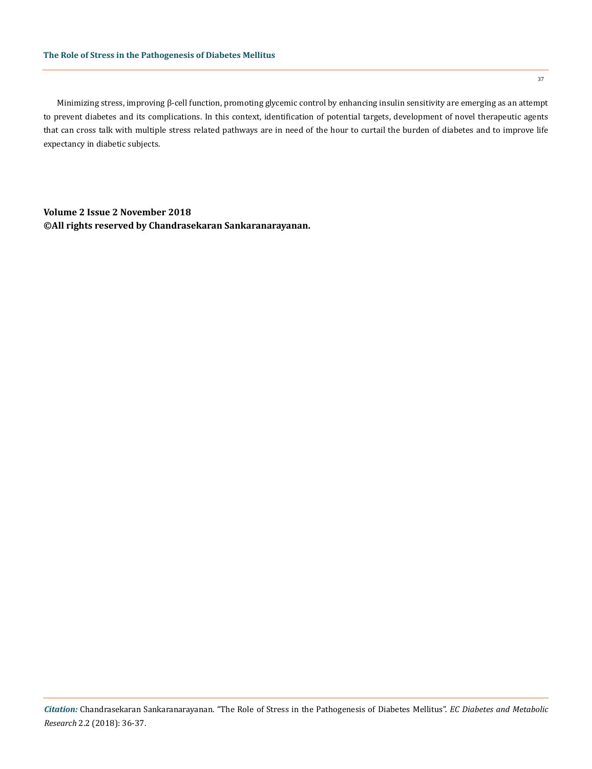Minimizing stress, improving β-cell function, promoting glycemic control by enhancing insulin sensitivity are emerging as an attempt to prevent diabetes and its complications. In this context, identification of potential targets, development of novel therapeutic agents that can cross talk with multiple stress related pathways are in need of the hour to curtail the burden of diabetes and to improve life expectancy in diabetic subjects.

**Volume 2 Issue 2 November 2018**
**©All rights reserved by Chandrasekaran Sankaranarayanan.**